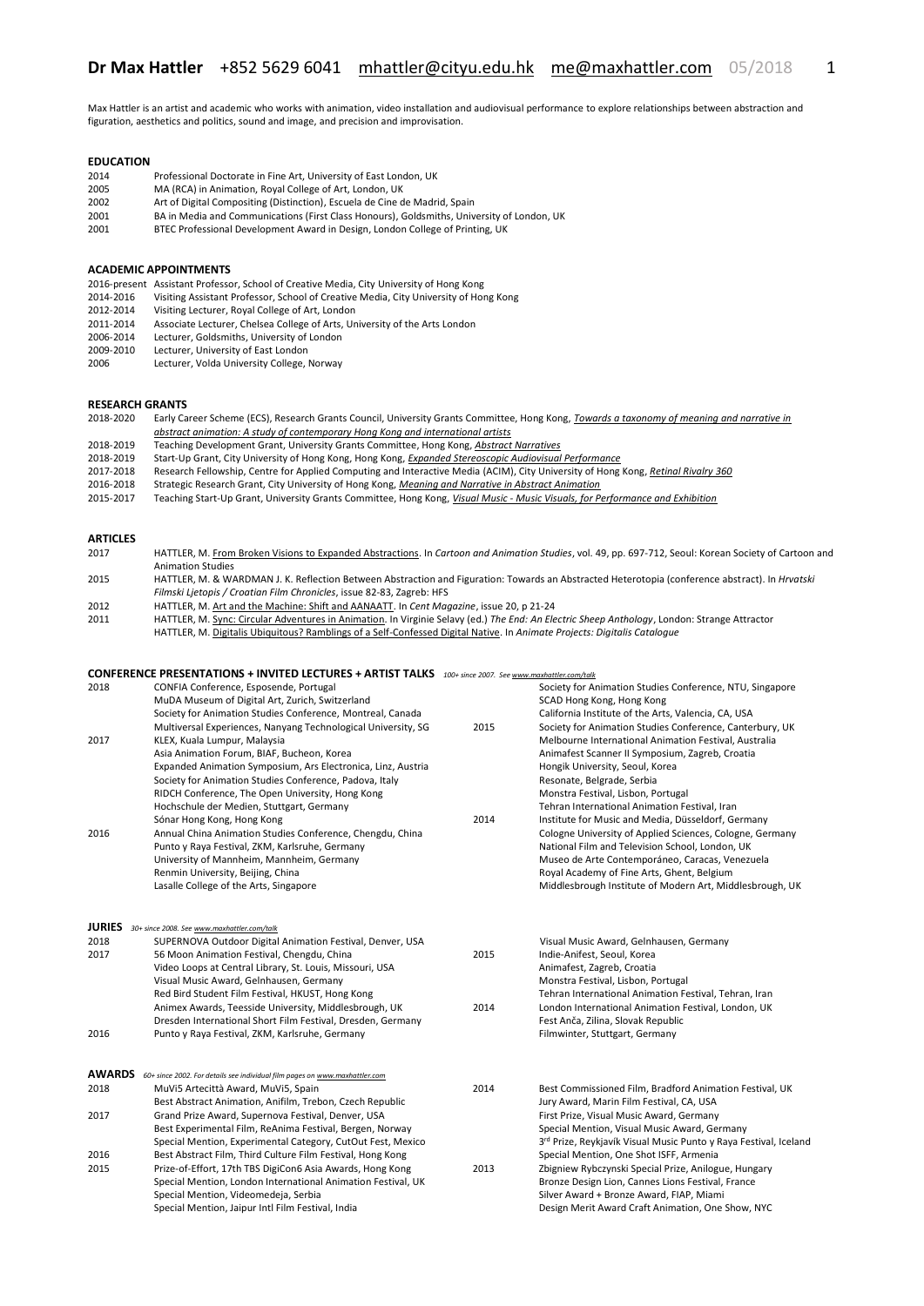# Dr Max Hattler +852 5629 6041 mhattler@cityu.edu.hk me@maxhattler.com 05/2018

Max Hattler is an artist and academic who works with animation, video installation and audiovisual performance to explore relationships between abstraction and figuration, aesthetics and politics, sound and image, and precision and improvisation.

## EDUCATION

| | |
|---|---|
| 2014 | Professional Doctorate in Fine Art, University of East London, UK |
| 2005 | MA (RCA) in Animation, Royal College of Art, London, UK |
| 2002 | Art of Digital Compositing (Distinction), Escuela de Cine de Madrid, Spain |
| 2001 | BA in Media and Communications (First Class Honours), Goldsmiths, University of London, UK |
| 2001 | BTEC Professional Development Award in Design, London College of Printing, UK |

## ACADEMIC APPOINTMENTS

| | |
|---|---|
| 2016-present | Assistant Professor, School of Creative Media, City University of Hong Kong |
| 2014-2016 | Visiting Assistant Professor, School of Creative Media, City University of Hong Kong |
| 2012-2014 | Visiting Lecturer, Royal College of Art, London |
| 2011-2014 | Associate Lecturer, Chelsea College of Arts, University of the Arts London |
| 2006-2014 | Lecturer, Goldsmiths, University of London |
| 2009-2010 | Lecturer, University of East London |
| 2006 | Lecturer, Volda University College, Norway |

## RESEARCH GRANTS

| | |
|---|---|
| 2018-2020 | Early Career Scheme (ECS), Research Grants Council, University Grants Committee, Hong Kong, *Towards a taxonomy of meaning and narrative in abstract animation: A study of contemporary Hong Kong and international artists* |
| 2018-2019 | Teaching Development Grant, University Grants Committee, Hong Kong, *Abstract Narratives* |
| 2018-2019 | Start-Up Grant, City University of Hong Kong, Hong Kong, *Expanded Stereoscopic Audiovisual Performance* |
| 2017-2018 | Research Fellowship, Centre for Applied Computing and Interactive Media (ACIM), City University of Hong Kong, *Retinal Rivalry 360* |
| 2016-2018 | Strategic Research Grant, City University of Hong Kong, *Meaning and Narrative in Abstract Animation* |
| 2015-2017 | Teaching Start-Up Grant, University Grants Committee, Hong Kong, *Visual Music - Music Visuals, for Performance and Exhibition* |

## ARTICLES

| | |
|---|---|
| 2017 | HATTLER, M. From Broken Visions to Expanded Abstractions. In *Cartoon and Animation Studies*, vol. 49, pp. 697-712, Seoul: Korean Society of Cartoon and Animation Studies |
| 2015 | HATTLER, M. & WARDMAN J. K. Reflection Between Abstraction and Figuration: Towards an Abstracted Heterotopia (conference abstract). In *Hrvatski Filmski Ljetopis / Croatian Film Chronicles*, issue 82-83, Zagreb: HFS |
| 2012 | HATTLER, M. Art and the Machine: Shift and AANAATT. In *Cent Magazine*, issue 20, p 21-24 |
| 2011 | HATTLER, M. Sync: Circular Adventures in Animation. In Virginie Selavy (ed.) *The End: An Electric Sheep Anthology*, London: Strange Attractor |
| | HATTLER, M. Digitalis Ubiquitous? Ramblings of a Self-Confessed Digital Native. In *Animate Projects: Digitalis Catalogue* |

## CONFERENCE PRESENTATIONS + INVITED LECTURES + ARTIST TALKS

*100+ since 2007. See www.maxhattler.com/talk*

| | |
|---|---|
| 2018 | CONFIA Conference, Esposende, Portugal |
| | MuDA Museum of Digital Art, Zurich, Switzerland |
| | Society for Animation Studies Conference, Montreal, Canada |
| | Multiversal Experiences, Nanyang Technological University, SG |
| 2017 | KLEX, Kuala Lumpur, Malaysia |
| | Asia Animation Forum, BIAF, Bucheon, Korea |
| | Expanded Animation Symposium, Ars Electronica, Linz, Austria |
| | Society for Animation Studies Conference, Padova, Italy |
| | RIDCH Conference, The Open University, Hong Kong |
| | Hochschule der Medien, Stuttgart, Germany |
| | Sónar Hong Kong, Hong Kong |
| 2016 | Annual China Animation Studies Conference, Chengdu, China |
| | Punto y Raya Festival, ZKM, Karlsruhe, Germany |
| | University of Mannheim, Mannheim, Germany |
| | Renmin University, Beijing, China |
| | Lasalle College of the Arts, Singapore |
| | Society for Animation Studies Conference, NTU, Singapore |
| | SCAD Hong Kong, Hong Kong |
| | California Institute of the Arts, Valencia, CA, USA |
| 2015 | Society for Animation Studies Conference, Canterbury, UK |
| | Melbourne International Animation Festival, Australia |
| | Animafest Scanner II Symposium, Zagreb, Croatia |
| | Hongik University, Seoul, Korea |
| | Resonate, Belgrade, Serbia |
| | Monstra Festival, Lisbon, Portugal |
| | Tehran International Animation Festival, Iran |
| 2014 | Institute for Music and Media, Düsseldorf, Germany |
| | Cologne University of Applied Sciences, Cologne, Germany |
| | National Film and Television School, London, UK |
| | Museo de Arte Contemporáneo, Caracas, Venezuela |
| | Royal Academy of Fine Arts, Ghent, Belgium |
| | Middlesbrough Institute of Modern Art, Middlesbrough, UK |

## JURIES

*30+ since 2008. See www.maxhattler.com/talk*

| | |
|---|---|
| 2018 | SUPERNOVA Outdoor Digital Animation Festival, Denver, USA |
| 2017 | 56 Moon Animation Festival, Chengdu, China |
| | Video Loops at Central Library, St. Louis, Missouri, USA |
| | Visual Music Award, Gelnhausen, Germany |
| | Red Bird Student Film Festival, HKUST, Hong Kong |
| | Animex Awards, Teesside University, Middlesbrough, UK |
| | Dresden International Short Film Festival, Dresden, Germany |
| 2016 | Punto y Raya Festival, ZKM, Karlsruhe, Germany |
| | Visual Music Award, Gelnhausen, Germany |
| 2015 | Indie-Anifest, Seoul, Korea |
| | Animafest, Zagreb, Croatia |
| | Monstra Festival, Lisbon, Portugal |
| | Tehran International Animation Festival, Tehran, Iran |
| 2014 | London International Animation Festival, London, UK |
| | Fest Anča, Zilina, Slovak Republic |
| | Filmwinter, Stuttgart, Germany |

## AWARDS

*60+ since 2002. For details see individual film pages on www.maxhattler.com*

| | |
|---|---|
| 2018 | MuVi5 Artecittà Award, MuVi5, Spain |
| | Best Abstract Animation, Anifilm, Trebon, Czech Republic |
| 2017 | Grand Prize Award, Supernova Festival, Denver, USA |
| | Best Experimental Film, ReAnima Festival, Bergen, Norway |
| | Special Mention, Experimental Category, CutOut Fest, Mexico |
| 2016 | Best Abstract Film, Third Culture Film Festival, Hong Kong |
| 2015 | Prize-of-Effort, 17th TBS DigiCon6 Asia Awards, Hong Kong |
| | Special Mention, London International Animation Festival, UK |
| | Special Mention, Videomedeja, Serbia |
| | Special Mention, Jaipur Intl Film Festival, India |
| 2014 | Best Commissioned Film, Bradford Animation Festival, UK |
| | Jury Award, Marin Film Festival, CA, USA |
| | First Prize, Visual Music Award, Germany |
| | Special Mention, Visual Music Award, Germany |
| | 3rd Prize, Reykjavík Visual Music Punto y Raya Festival, Iceland |
| | Special Mention, One Shot ISFF, Armenia |
| 2013 | Zbigniew Rybczynski Special Prize, Anilogue, Hungary |
| | Bronze Design Lion, Cannes Lions Festival, France |
| | Silver Award + Bronze Award, FIAP, Miami |
| | Design Merit Award Craft Animation, One Show, NYC |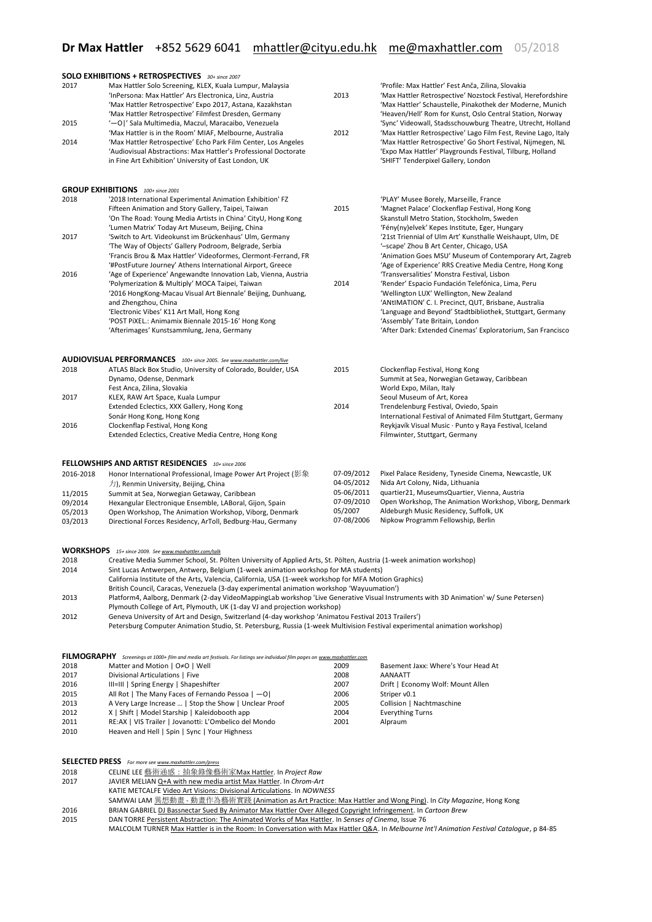# Dr Max Hattler +852 5629 6041 mhattler@cityu.edu.hk me@maxhattler.com 05/2018

## SOLO EXHIBITIONS + RETROSPECTIVES *30+ since 2007*

2017
- Max Hattler Solo Screening, KLEX, Kuala Lumpur, Malaysia
- 'InPersona: Max Hattler' Ars Electronica, Linz, Austria
- 'Max Hattler Retrospective' Expo 2017, Astana, Kazakhstan
- 'Max Hattler Retrospective' Filmfest Dresden, Germany

2015
- '—O|' Sala Multimedia, Maczul, Maracaibo, Venezuela
- 'Max Hattler is in the Room' MIAF, Melbourne, Australia

2014
- 'Max Hattler Retrospective' Echo Park Film Center, Los Angeles
- 'Audiovisual Abstractions: Max Hattler's Professional Doctorate in Fine Art Exhibition' University of East London, UK
- 'Profile: Max Hattler' Fest Anča, Zilina, Slovakia

2013
- 'Max Hattler Retrospective' Nozstock Festival, Herefordshire
- 'Max Hattler' Schaustelle, Pinakothek der Moderne, Munich
- 'Heaven/Hell' Rom for Kunst, Oslo Central Station, Norway
- 'Sync' Videowall, Stadsschouwburg Theatre, Utrecht, Holland

2012
- 'Max Hattler Retrospective' Lago Film Fest, Revine Lago, Italy
- 'Max Hattler Retrospective' Go Short Festival, Nijmegen, NL
- 'Expo Max Hattler' Playgrounds Festival, Tilburg, Holland
- 'SHIFT' Tenderpixel Gallery, London

## GROUP EXHIBITIONS *100+ since 2001*

2018
- '2018 International Experimental Animation Exhibition' FZ Fifteen Animation and Story Gallery, Taipei, Taiwan
- 'On The Road: Young Media Artists in China' CityU, Hong Kong
- 'Lumen Matrix' Today Art Museum, Beijing, China

2017
- 'Switch to Art. Videokunst im Brückenhaus' Ulm, Germany
- 'The Way of Objects' Gallery Podroom, Belgrade, Serbia
- 'Francis Brou & Max Hattler' Videoformes, Clermont-Ferrand, FR
- '#PostFuture Journey' Athens International Airport, Greece

2016
- 'Age of Experience' Angewandte Innovation Lab, Vienna, Austria
- 'Polymerization & Multiply' MOCA Taipei, Taiwan
- '2016 HongKong-Macau Visual Art Biennale' Beijing, Dunhuang, and Zhengzhou, China
- 'Electronic Vibes' K11 Art Mall, Hong Kong
- 'POST PiXEL.: Animamix Biennale 2015-16' Hong Kong
- 'Afterimages' Kunstsammlung, Jena, Germany
- 'PLAY' Musee Borely, Marseille, France

2015
- 'Magnet Palace' Clockenflap Festival, Hong Kong
- Skanstull Metro Station, Stockholm, Sweden
- 'Fény(ny)elvek' Kepes Institute, Eger, Hungary
- '21st Triennial of Ulm Art' Kunsthalle Weishaupt, Ulm, DE
- '–scape' Zhou B Art Center, Chicago, USA
- 'Animation Goes MSU' Museum of Contemporary Art, Zagreb
- 'Age of Experience' RRS Creative Media Centre, Hong Kong
- 'Transversalities' Monstra Festival, Lisbon

2014
- 'Render' Espacio Fundación Telefónica, Lima, Peru
- 'Wellington LUX' Wellington, New Zealand
- 'ANtIMATION' C. I. Precinct, QUT, Brisbane, Australia
- 'Language and Beyond' Stadtbibliothek, Stuttgart, Germany
- 'Assembly' Tate Britain, London
- 'After Dark: Extended Cinemas' Exploratorium, San Francisco

## AUDIOVISUAL PERFORMANCES *100+ since 2005. See www.maxhattler.com/live*

2018
- ATLAS Black Box Studio, University of Colorado, Boulder, USA
- Dynamo, Odense, Denmark
- Fest Anca, Zilina, Slovakia

2017
- KLEX, RAW Art Space, Kuala Lumpur
- Extended Eclectics, XXX Gallery, Hong Kong
- Sonár Hong Kong, Hong Kong

2016
- Clockenflap Festival, Hong Kong
- Extended Eclectics, Creative Media Centre, Hong Kong

2015
- Clockenflap Festival, Hong Kong
- Summit at Sea, Norwegian Getaway, Caribbean
- World Expo, Milan, Italy
- Seoul Museum of Art, Korea

2014
- Trendelenburg Festival, Oviedo, Spain
- International Festival of Animated Film Stuttgart, Germany
- Reykjavík Visual Music · Punto y Raya Festival, Iceland
- Filmwinter, Stuttgart, Germany

## FELLOWSHIPS AND ARTIST RESIDENCIES *10+ since 2006*

| | |
|---|---|
| 2016-2018 | Honor International Professional, Image Power Art Project (影象力), Renmin University, Beijing, China |
| 11/2015 | Summit at Sea, Norwegian Getaway, Caribbean |
| 09/2014 | Hexangular Electronique Ensemble, LABoral, Gijon, Spain |
| 05/2013 | Open Workshop, The Animation Workshop, Viborg, Denmark |
| 03/2013 | Directional Forces Residency, ArToll, Bedburg-Hau, Germany |
| 07-09/2012 | Pixel Palace Resideny, Tyneside Cinema, Newcastle, UK |
| 04-05/2012 | Nida Art Colony, Nida, Lithuania |
| 05-06/2011 | quartier21, MuseumsQuartier, Vienna, Austria |
| 07-09/2010 | Open Workshop, The Animation Workshop, Viborg, Denmark |
| 05/2007 | Aldeburgh Music Residency, Suffolk, UK |
| 07-08/2006 | Nipkow Programm Fellowship, Berlin |

## WORKSHOPS *15+ since 2009. See www.maxhattler.com/talk*

2018
- Creative Media Summer School, St. Pölten University of Applied Arts, St. Pölten, Austria (1-week animation workshop)

2014
- Sint Lucas Antwerpen, Antwerp, Belgium (1-week animation workshop for MA students)
- California Institute of the Arts, Valencia, California, USA (1-week workshop for MFA Motion Graphics)
- British Council, Caracas, Venezuela (3-day experimental animation workshop 'Wayuumation')

2013
- Platform4, Aalborg, Denmark (2-day VideoMappingLab workshop 'Live Generative Visual Instruments with 3D Animation' w/ Sune Petersen)
- Plymouth College of Art, Plymouth, UK (1-day VJ and projection workshop)

2012
- Geneva University of Art and Design, Switzerland (4-day workshop 'Animatou Festival 2013 Trailers')
- Petersburg Computer Animation Studio, St. Petersburg, Russia (1-week Multivision Festival experimental animation workshop)

## FILMOGRAPHY *Screenings at 1000+ film and media art festivals. For listings see individual film pages on www.maxhattler.com*

| | |
|---|---|
| 2018 | Matter and Motion \| O≠O \| Well |
| 2017 | Divisional Articulations \| Five |
| 2016 | III=III \| Spring Energy \| Shapeshifter |
| 2015 | All Rot \| The Many Faces of Fernando Pessoa \| —O\| |
| 2013 | A Very Large Increase … \| Stop the Show \| Unclear Proof |
| 2012 | X \| Shift \| Model Starship \| Kaleidobooth app |
| 2011 | RE:AX \| VIS Trailer \| Jovanotti: L'Ombelico del Mondo |
| 2010 | Heaven and Hell \| Spin \| Sync \| Your Highness |
| 2009 | Basement Jaxx: Where's Your Head At |
| 2008 | AANAATT |
| 2007 | Drift \| Economy Wolf: Mount Allen |
| 2006 | Striper v0.1 |
| 2005 | Collision \| Nachtmaschine |
| 2004 | Everything Turns |
| 2001 | Alpraum |

## SELECTED PRESS *For more see www.maxhattler.com/press*

2018
- CELINE LEE 藝術通感：抽象錄像藝術家Max Hattler. In *Project Raw*

2017
- JAVIER MELIAN Q+A with new media artist Max Hattler. In *Chrom-Art*
- KATIE METCALFE Video Art Visions: Divisional Articulations. In *NOWNESS*
- SAMWAI LAM 異想動畫 - 動畫作為藝術實踐 (Animation as Art Practice: Max Hattler and Wong Ping). In *City Magazine*, Hong Kong

2016
- BRIAN GABRIEL DJ Bassnectar Sued By Animator Max Hattler Over Alleged Copyright Infringement. In *Cartoon Brew*

2015
- DAN TORRE Persistent Abstraction: The Animated Works of Max Hattler. In *Senses of Cinema*, Issue 76
- MALCOLM TURNER Max Hattler is in the Room: In Conversation with Max Hattler Q&A. In *Melbourne Int'l Animation Festival Catalogue*, p 84-85